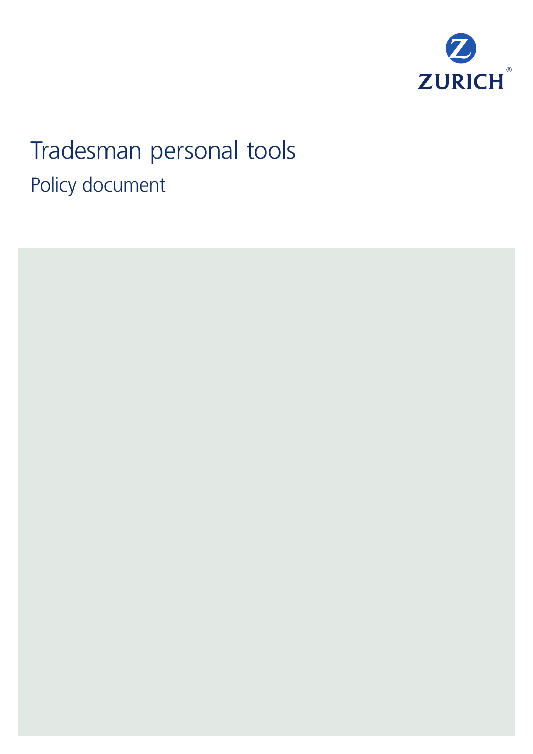ZURICH®

# Tradesman personal tools

## Policy document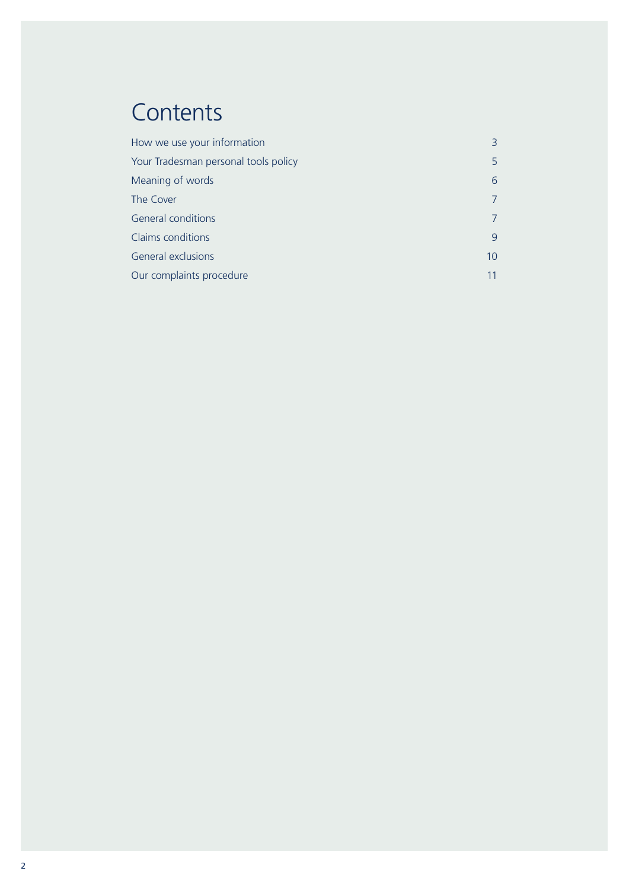# Contents

| | |
|---|---|
| How we use your information | 3 |
| Your Tradesman personal tools policy | 5 |
| Meaning of words | 6 |
| The Cover | 7 |
| General conditions | 7 |
| Claims conditions | 9 |
| General exclusions | 10 |
| Our complaints procedure | 11 |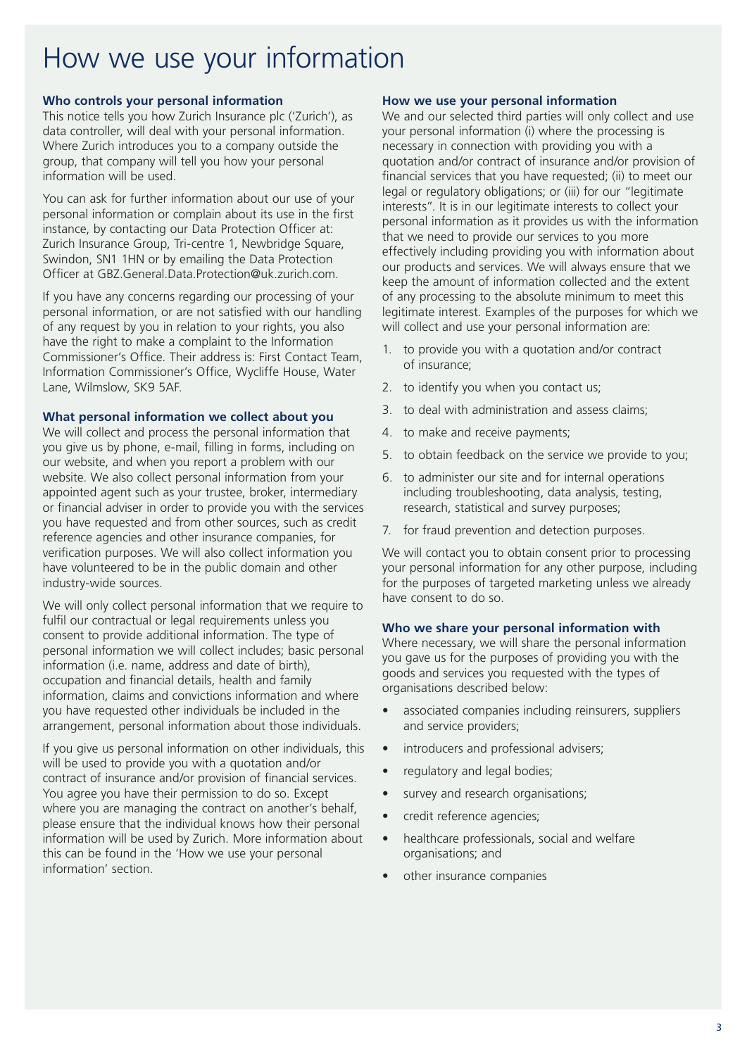# How we use your information

### Who controls your personal information

This notice tells you how Zurich Insurance plc ('Zurich'), as data controller, will deal with your personal information. Where Zurich introduces you to a company outside the group, that company will tell you how your personal information will be used.

You can ask for further information about our use of your personal information or complain about its use in the first instance, by contacting our Data Protection Officer at: Zurich Insurance Group, Tri-centre 1, Newbridge Square, Swindon, SN1 1HN or by emailing the Data Protection Officer at GBZ.General.Data.Protection@uk.zurich.com.

If you have any concerns regarding our processing of your personal information, or are not satisfied with our handling of any request by you in relation to your rights, you also have the right to make a complaint to the Information Commissioner's Office. Their address is: First Contact Team, Information Commissioner's Office, Wycliffe House, Water Lane, Wilmslow, SK9 5AF.

### What personal information we collect about you

We will collect and process the personal information that you give us by phone, e-mail, filling in forms, including on our website, and when you report a problem with our website. We also collect personal information from your appointed agent such as your trustee, broker, intermediary or financial adviser in order to provide you with the services you have requested and from other sources, such as credit reference agencies and other insurance companies, for verification purposes. We will also collect information you have volunteered to be in the public domain and other industry-wide sources.

We will only collect personal information that we require to fulfil our contractual or legal requirements unless you consent to provide additional information. The type of personal information we will collect includes; basic personal information (i.e. name, address and date of birth), occupation and financial details, health and family information, claims and convictions information and where you have requested other individuals be included in the arrangement, personal information about those individuals.

If you give us personal information on other individuals, this will be used to provide you with a quotation and/or contract of insurance and/or provision of financial services. You agree you have their permission to do so. Except where you are managing the contract on another's behalf, please ensure that the individual knows how their personal information will be used by Zurich. More information about this can be found in the 'How we use your personal information' section.

### How we use your personal information

We and our selected third parties will only collect and use your personal information (i) where the processing is necessary in connection with providing you with a quotation and/or contract of insurance and/or provision of financial services that you have requested; (ii) to meet our legal or regulatory obligations; or (iii) for our "legitimate interests". It is in our legitimate interests to collect your personal information as it provides us with the information that we need to provide our services to you more effectively including providing you with information about our products and services. We will always ensure that we keep the amount of information collected and the extent of any processing to the absolute minimum to meet this legitimate interest. Examples of the purposes for which we will collect and use your personal information are:

1. to provide you with a quotation and/or contract of insurance;
2. to identify you when you contact us;
3. to deal with administration and assess claims;
4. to make and receive payments;
5. to obtain feedback on the service we provide to you;
6. to administer our site and for internal operations including troubleshooting, data analysis, testing, research, statistical and survey purposes;
7. for fraud prevention and detection purposes.

We will contact you to obtain consent prior to processing your personal information for any other purpose, including for the purposes of targeted marketing unless we already have consent to do so.

### Who we share your personal information with

Where necessary, we will share the personal information you gave us for the purposes of providing you with the goods and services you requested with the types of organisations described below:

- associated companies including reinsurers, suppliers and service providers;
- introducers and professional advisers;
- regulatory and legal bodies;
- survey and research organisations;
- credit reference agencies;
- healthcare professionals, social and welfare organisations; and
- other insurance companies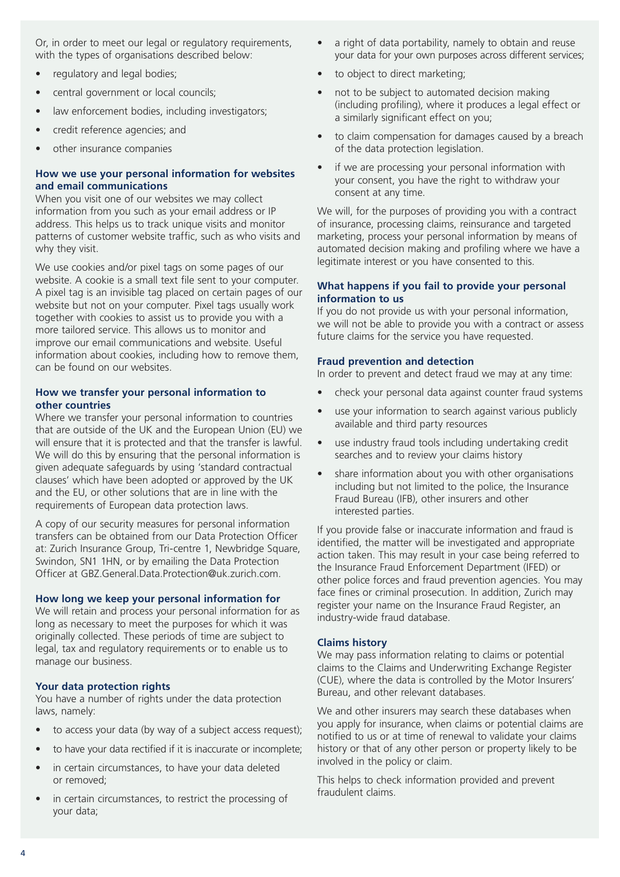Or, in order to meet our legal or regulatory requirements, with the types of organisations described below:

- regulatory and legal bodies;
- central government or local councils;
- law enforcement bodies, including investigators;
- credit reference agencies; and
- other insurance companies

### How we use your personal information for websites and email communications

When you visit one of our websites we may collect information from you such as your email address or IP address. This helps us to track unique visits and monitor patterns of customer website traffic, such as who visits and why they visit.

We use cookies and/or pixel tags on some pages of our website. A cookie is a small text file sent to your computer. A pixel tag is an invisible tag placed on certain pages of our website but not on your computer. Pixel tags usually work together with cookies to assist us to provide you with a more tailored service. This allows us to monitor and improve our email communications and website. Useful information about cookies, including how to remove them, can be found on our websites.

### How we transfer your personal information to other countries

Where we transfer your personal information to countries that are outside of the UK and the European Union (EU) we will ensure that it is protected and that the transfer is lawful. We will do this by ensuring that the personal information is given adequate safeguards by using 'standard contractual clauses' which have been adopted or approved by the UK and the EU, or other solutions that are in line with the requirements of European data protection laws.

A copy of our security measures for personal information transfers can be obtained from our Data Protection Officer at: Zurich Insurance Group, Tri-centre 1, Newbridge Square, Swindon, SN1 1HN, or by emailing the Data Protection Officer at GBZ.General.Data.Protection@uk.zurich.com.

### How long we keep your personal information for

We will retain and process your personal information for as long as necessary to meet the purposes for which it was originally collected. These periods of time are subject to legal, tax and regulatory requirements or to enable us to manage our business.

### Your data protection rights

You have a number of rights under the data protection laws, namely:

- to access your data (by way of a subject access request);
- to have your data rectified if it is inaccurate or incomplete;
- in certain circumstances, to have your data deleted or removed;
- in certain circumstances, to restrict the processing of your data;
- a right of data portability, namely to obtain and reuse your data for your own purposes across different services;
- to object to direct marketing;
- not to be subject to automated decision making (including profiling), where it produces a legal effect or a similarly significant effect on you;
- to claim compensation for damages caused by a breach of the data protection legislation.
- if we are processing your personal information with your consent, you have the right to withdraw your consent at any time.

We will, for the purposes of providing you with a contract of insurance, processing claims, reinsurance and targeted marketing, process your personal information by means of automated decision making and profiling where we have a legitimate interest or you have consented to this.

### What happens if you fail to provide your personal information to us

If you do not provide us with your personal information, we will not be able to provide you with a contract or assess future claims for the service you have requested.

### Fraud prevention and detection

In order to prevent and detect fraud we may at any time:

- check your personal data against counter fraud systems
- use your information to search against various publicly available and third party resources
- use industry fraud tools including undertaking credit searches and to review your claims history
- share information about you with other organisations including but not limited to the police, the Insurance Fraud Bureau (IFB), other insurers and other interested parties.

If you provide false or inaccurate information and fraud is identified, the matter will be investigated and appropriate action taken. This may result in your case being referred to the Insurance Fraud Enforcement Department (IFED) or other police forces and fraud prevention agencies. You may face fines or criminal prosecution. In addition, Zurich may register your name on the Insurance Fraud Register, an industry-wide fraud database.

### Claims history

We may pass information relating to claims or potential claims to the Claims and Underwriting Exchange Register (CUE), where the data is controlled by the Motor Insurers' Bureau, and other relevant databases.

We and other insurers may search these databases when you apply for insurance, when claims or potential claims are notified to us or at time of renewal to validate your claims history or that of any other person or property likely to be involved in the policy or claim.

This helps to check information provided and prevent fraudulent claims.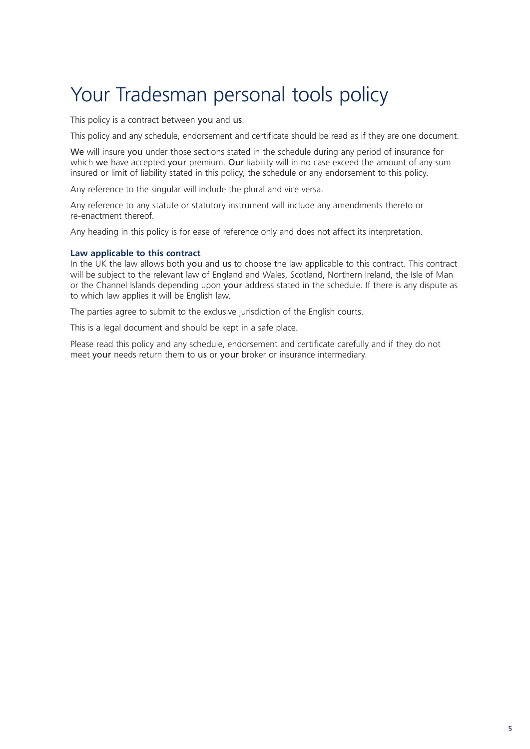# Your Tradesman personal tools policy

This policy is a contract between you and us.

This policy and any schedule, endorsement and certificate should be read as if they are one document.

We will insure you under those sections stated in the schedule during any period of insurance for which we have accepted your premium. Our liability will in no case exceed the amount of any sum insured or limit of liability stated in this policy, the schedule or any endorsement to this policy.

Any reference to the singular will include the plural and vice versa.

Any reference to any statute or statutory instrument will include any amendments thereto or re-enactment thereof.

Any heading in this policy is for ease of reference only and does not affect its interpretation.

**Law applicable to this contract**
In the UK the law allows both you and us to choose the law applicable to this contract. This contract will be subject to the relevant law of England and Wales, Scotland, Northern Ireland, the Isle of Man or the Channel Islands depending upon your address stated in the schedule. If there is any dispute as to which law applies it will be English law.

The parties agree to submit to the exclusive jurisdiction of the English courts.

This is a legal document and should be kept in a safe place.

Please read this policy and any schedule, endorsement and certificate carefully and if they do not meet your needs return them to us or your broker or insurance intermediary.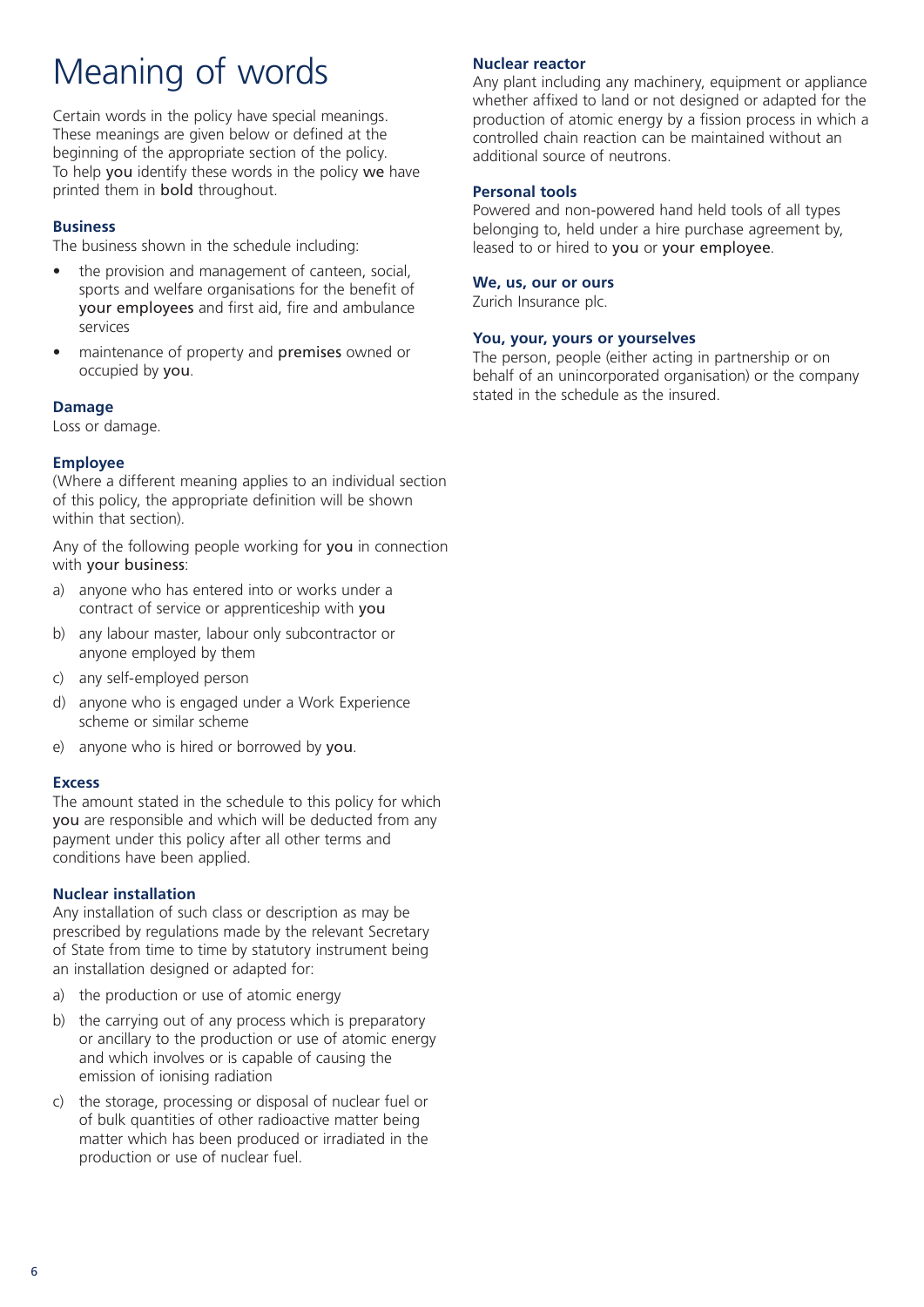# Meaning of words

Certain words in the policy have special meanings. These meanings are given below or defined at the beginning of the appropriate section of the policy. To help **you** identify these words in the policy **we** have printed them in **bold** throughout.

### Business

The business shown in the schedule including:

- the provision and management of canteen, social, sports and welfare organisations for the benefit of **your employees** and first aid, fire and ambulance services
- maintenance of property and **premises** owned or occupied by **you**.

### Damage

Loss or damage.

### Employee

(Where a different meaning applies to an individual section of this policy, the appropriate definition will be shown within that section).

Any of the following people working for **you** in connection with **your business**:

a) anyone who has entered into or works under a contract of service or apprenticeship with **you**

b) any labour master, labour only subcontractor or anyone employed by them

c) any self-employed person

d) anyone who is engaged under a Work Experience scheme or similar scheme

e) anyone who is hired or borrowed by **you**.

### Excess

The amount stated in the schedule to this policy for which **you** are responsible and which will be deducted from any payment under this policy after all other terms and conditions have been applied.

### Nuclear installation

Any installation of such class or description as may be prescribed by regulations made by the relevant Secretary of State from time to time by statutory instrument being an installation designed or adapted for:

a) the production or use of atomic energy

b) the carrying out of any process which is preparatory or ancillary to the production or use of atomic energy and which involves or is capable of causing the emission of ionising radiation

c) the storage, processing or disposal of nuclear fuel or of bulk quantities of other radioactive matter being matter which has been produced or irradiated in the production or use of nuclear fuel.

### Nuclear reactor

Any plant including any machinery, equipment or appliance whether affixed to land or not designed or adapted for the production of atomic energy by a fission process in which a controlled chain reaction can be maintained without an additional source of neutrons.

### Personal tools

Powered and non-powered hand held tools of all types belonging to, held under a hire purchase agreement by, leased to or hired to **you** or **your employee**.

### We, us, our or ours

Zurich Insurance plc.

### You, your, yours or yourselves

The person, people (either acting in partnership or on behalf of an unincorporated organisation) or the company stated in the schedule as the insured.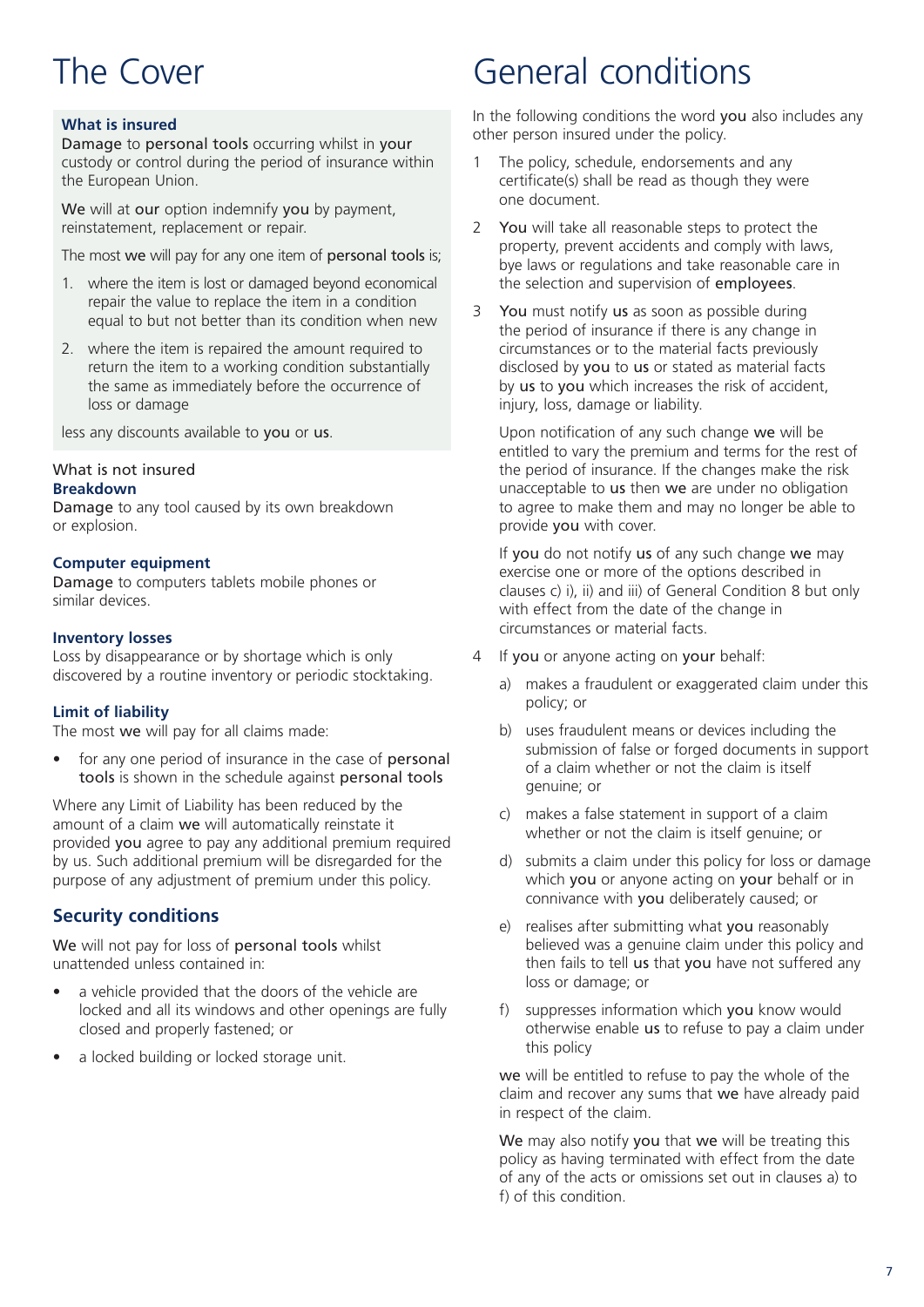# The Cover

### What is insured

**Damage** to **personal tools** occurring whilst in **your** custody or control during the period of insurance within the European Union.

**We** will at **our** option indemnify **you** by payment, reinstatement, replacement or repair.

The most **we** will pay for any one item of **personal tools** is;

1. where the item is lost or damaged beyond economical repair the value to replace the item in a condition equal to but not better than its condition when new
2. where the item is repaired the amount required to return the item to a working condition substantially the same as immediately before the occurrence of loss or damage

less any discounts available to **you** or **us**.

### What is not insured

**Breakdown**

**Damage** to any tool caused by its own breakdown or explosion.

**Computer equipment**

**Damage** to computers tablets mobile phones or similar devices.

**Inventory losses**

Loss by disappearance or by shortage which is only discovered by a routine inventory or periodic stocktaking.

**Limit of liability**

The most **we** will pay for all claims made:

- for any one period of insurance in the case of **personal tools** is shown in the schedule against **personal tools**

Where any Limit of Liability has been reduced by the amount of a claim **we** will automatically reinstate it provided **you** agree to pay any additional premium required by us. Such additional premium will be disregarded for the purpose of any adjustment of premium under this policy.

## Security conditions

**We** will not pay for loss of **personal tools** whilst unattended unless contained in:

- a vehicle provided that the doors of the vehicle are locked and all its windows and other openings are fully closed and properly fastened; or
- a locked building or locked storage unit.

# General conditions

In the following conditions the word **you** also includes any other person insured under the policy.

1. The policy, schedule, endorsements and any certificate(s) shall be read as though they were one document.

2. **You** will take all reasonable steps to protect the property, prevent accidents and comply with laws, bye laws or regulations and take reasonable care in the selection and supervision of **employees**.

3. **You** must notify **us** as soon as possible during the period of insurance if there is any change in circumstances or to the material facts previously disclosed by **you** to **us** or stated as material facts by **us** to **you** which increases the risk of accident, injury, loss, damage or liability.

   Upon notification of any such change **we** will be entitled to vary the premium and terms for the rest of the period of insurance. If the changes make the risk unacceptable to **us** then **we** are under no obligation to agree to make them and may no longer be able to provide **you** with cover.

   If **you** do not notify **us** of any such change **we** may exercise one or more of the options described in clauses c) i), ii) and iii) of General Condition 8 but only with effect from the date of the change in circumstances or material facts.

4. If **you** or anyone acting on **your** behalf:

   a) makes a fraudulent or exaggerated claim under this policy; or

   b) uses fraudulent means or devices including the submission of false or forged documents in support of a claim whether or not the claim is itself genuine; or

   c) makes a false statement in support of a claim whether or not the claim is itself genuine; or

   d) submits a claim under this policy for loss or damage which **you** or anyone acting on **your** behalf or in connivance with **you** deliberately caused; or

   e) realises after submitting what **you** reasonably believed was a genuine claim under this policy and then fails to tell **us** that **you** have not suffered any loss or damage; or

   f) suppresses information which **you** know would otherwise enable **us** to refuse to pay a claim under this policy

   **we** will be entitled to refuse to pay the whole of the claim and recover any sums that **we** have already paid in respect of the claim.

   **We** may also notify **you** that **we** will be treating this policy as having terminated with effect from the date of any of the acts or omissions set out in clauses a) to f) of this condition.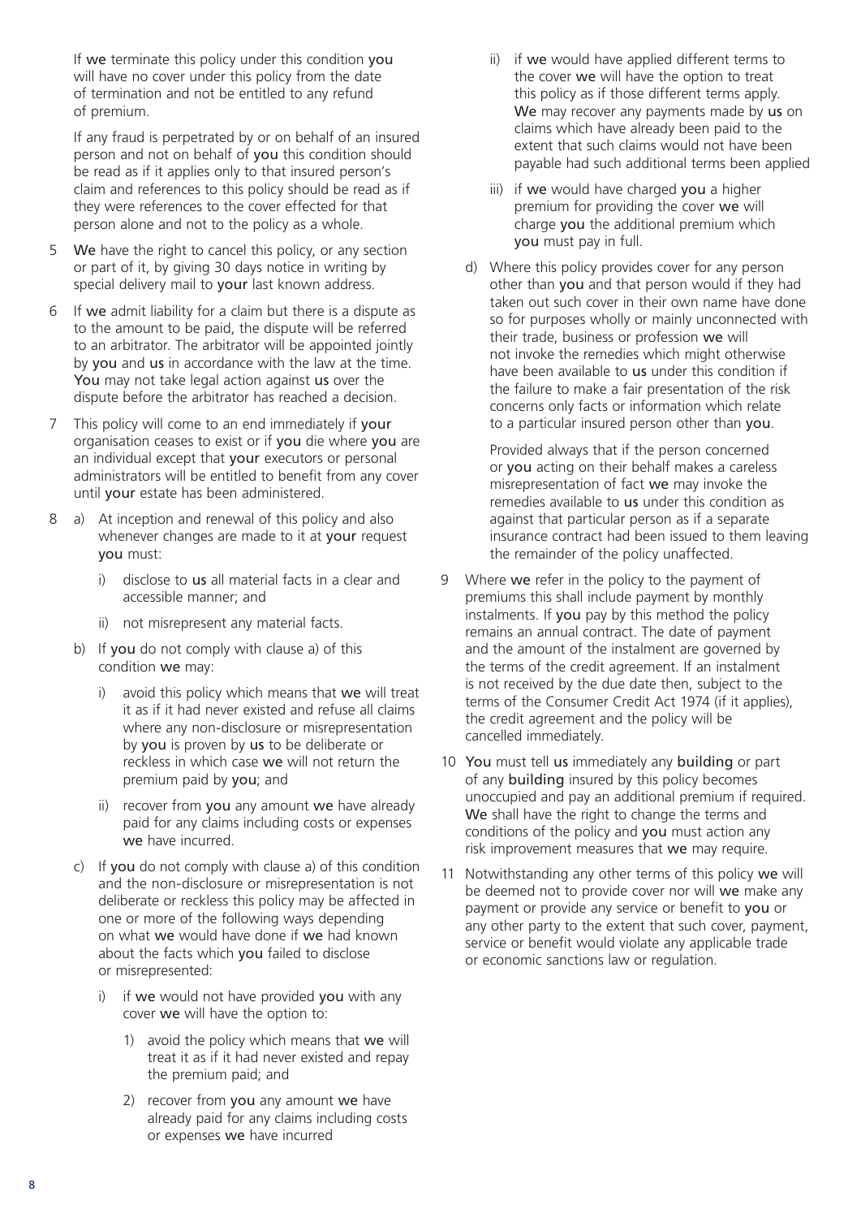If **we** terminate this policy under this condition **you** will have no cover under this policy from the date of termination and not be entitled to any refund of premium.

If any fraud is perpetrated by or on behalf of an insured person and not on behalf of **you** this condition should be read as if it applies only to that insured person's claim and references to this policy should be read as if they were references to the cover effected for that person alone and not to the policy as a whole.

5 **We** have the right to cancel this policy, or any section or part of it, by giving 30 days notice in writing by special delivery mail to **your** last known address.

6 If **we** admit liability for a claim but there is a dispute as to the amount to be paid, the dispute will be referred to an arbitrator. The arbitrator will be appointed jointly by **you** and **us** in accordance with the law at the time. **You** may not take legal action against **us** over the dispute before the arbitrator has reached a decision.

7 This policy will come to an end immediately if **your** organisation ceases to exist or if **you** die where **you** are an individual except that **your** executors or personal administrators will be entitled to benefit from any cover until **your** estate has been administered.

8 a) At inception and renewal of this policy and also whenever changes are made to it at **your** request **you** must:

   i) disclose to **us** all material facts in a clear and accessible manner; and

   ii) not misrepresent any material facts.

   b) If **you** do not comply with clause a) of this condition **we** may:

   i) avoid this policy which means that **we** will treat it as if it had never existed and refuse all claims where any non-disclosure or misrepresentation by **you** is proven by **us** to be deliberate or reckless in which case **we** will not return the premium paid by **you**; and

   ii) recover from **you** any amount **we** have already paid for any claims including costs or expenses **we** have incurred.

   c) If **you** do not comply with clause a) of this condition and the non-disclosure or misrepresentation is not deliberate or reckless this policy may be affected in one or more of the following ways depending on what **we** would have done if **we** had known about the facts which **you** failed to disclose or misrepresented:

   i) if **we** would not have provided **you** with any cover **we** will have the option to:

      1) avoid the policy which means that **we** will treat it as if it had never existed and repay the premium paid; and

      2) recover from **you** any amount **we** have already paid for any claims including costs or expenses **we** have incurred

   ii) if **we** would have applied different terms to the cover **we** will have the option to treat this policy as if those different terms apply. **We** may recover any payments made by **us** on claims which have already been paid to the extent that such claims would not have been payable had such additional terms been applied

   iii) if **we** would have charged **you** a higher premium for providing the cover **we** will charge **you** the additional premium which **you** must pay in full.

   d) Where this policy provides cover for any person other than **you** and that person would if they had taken out such cover in their own name have done so for purposes wholly or mainly unconnected with their trade, business or profession **we** will not invoke the remedies which might otherwise have been available to **us** under this condition if the failure to make a fair presentation of the risk concerns only facts or information which relate to a particular insured person other than **you**.

   Provided always that if the person concerned or **you** acting on their behalf makes a careless misrepresentation of fact **we** may invoke the remedies available to **us** under this condition as against that particular person as if a separate insurance contract had been issued to them leaving the remainder of the policy unaffected.

9 Where **we** refer in the policy to the payment of premiums this shall include payment by monthly instalments. If **you** pay by this method the policy remains an annual contract. The date of payment and the amount of the instalment are governed by the terms of the credit agreement. If an instalment is not received by the due date then, subject to the terms of the Consumer Credit Act 1974 (if it applies), the credit agreement and the policy will be cancelled immediately.

10 **You** must tell **us** immediately any **building** or part of any **building** insured by this policy becomes unoccupied and pay an additional premium if required. **We** shall have the right to change the terms and conditions of the policy and **you** must action any risk improvement measures that **we** may require.

11 Notwithstanding any other terms of this policy **we** will be deemed not to provide cover nor will **we** make any payment or provide any service or benefit to **you** or any other party to the extent that such cover, payment, service or benefit would violate any applicable trade or economic sanctions law or regulation.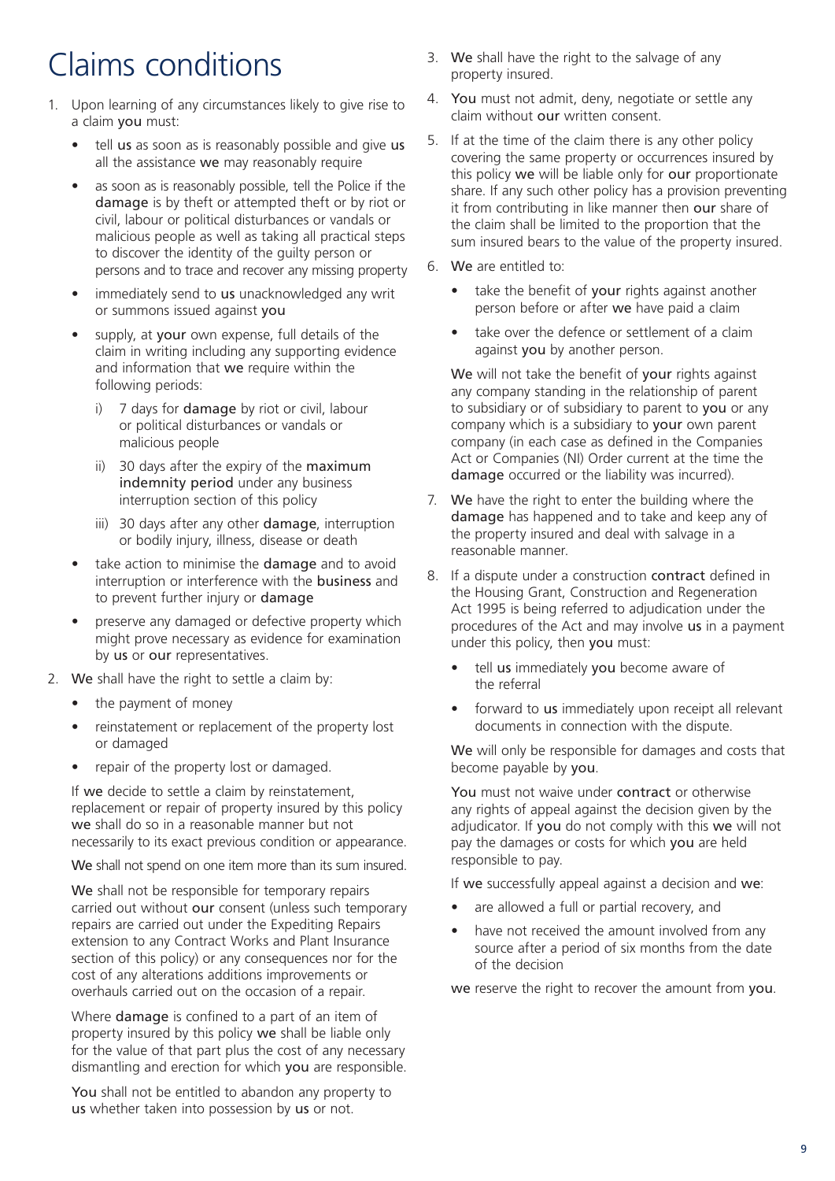# Claims conditions

1. Upon learning of any circumstances likely to give rise to a claim you must:

   - tell us as soon as is reasonably possible and give us all the assistance we may reasonably require
   - as soon as is reasonably possible, tell the Police if the damage is by theft or attempted theft or by riot or civil, labour or political disturbances or vandals or malicious people as well as taking all practical steps to discover the identity of the guilty person or persons and to trace and recover any missing property
   - immediately send to us unacknowledged any writ or summons issued against you
   - supply, at your own expense, full details of the claim in writing including any supporting evidence and information that we require within the following periods:
     - i) 7 days for damage by riot or civil, labour or political disturbances or vandals or malicious people
     - ii) 30 days after the expiry of the maximum indemnity period under any business interruption section of this policy
     - iii) 30 days after any other damage, interruption or bodily injury, illness, disease or death
   - take action to minimise the damage and to avoid interruption or interference with the business and to prevent further injury or damage
   - preserve any damaged or defective property which might prove necessary as evidence for examination by us or our representatives.

2. We shall have the right to settle a claim by:

   - the payment of money
   - reinstatement or replacement of the property lost or damaged
   - repair of the property lost or damaged.

   If we decide to settle a claim by reinstatement, replacement or repair of property insured by this policy we shall do so in a reasonable manner but not necessarily to its exact previous condition or appearance.

   We shall not spend on one item more than its sum insured.

   We shall not be responsible for temporary repairs carried out without our consent (unless such temporary repairs are carried out under the Expediting Repairs extension to any Contract Works and Plant Insurance section of this policy) or any consequences nor for the cost of any alterations additions improvements or overhauls carried out on the occasion of a repair.

   Where damage is confined to a part of an item of property insured by this policy we shall be liable only for the value of that part plus the cost of any necessary dismantling and erection for which you are responsible.

   You shall not be entitled to abandon any property to us whether taken into possession by us or not.

3. We shall have the right to the salvage of any property insured.

4. You must not admit, deny, negotiate or settle any claim without our written consent.

5. If at the time of the claim there is any other policy covering the same property or occurrences insured by this policy we will be liable only for our proportionate share. If any such other policy has a provision preventing it from contributing in like manner then our share of the claim shall be limited to the proportion that the sum insured bears to the value of the property insured.

6. We are entitled to:

   - take the benefit of your rights against another person before or after we have paid a claim
   - take over the defence or settlement of a claim against you by another person.

   We will not take the benefit of your rights against any company standing in the relationship of parent to subsidiary or of subsidiary to parent to you or any company which is a subsidiary to your own parent company (in each case as defined in the Companies Act or Companies (NI) Order current at the time the damage occurred or the liability was incurred).

7. We have the right to enter the building where the damage has happened and to take and keep any of the property insured and deal with salvage in a reasonable manner.

8. If a dispute under a construction contract defined in the Housing Grant, Construction and Regeneration Act 1995 is being referred to adjudication under the procedures of the Act and may involve us in a payment under this policy, then you must:

   - tell us immediately you become aware of the referral
   - forward to us immediately upon receipt all relevant documents in connection with the dispute.

   We will only be responsible for damages and costs that become payable by you.

   You must not waive under contract or otherwise any rights of appeal against the decision given by the adjudicator. If you do not comply with this we will not pay the damages or costs for which you are held responsible to pay.

   If we successfully appeal against a decision and we:

   - are allowed a full or partial recovery, and
   - have not received the amount involved from any source after a period of six months from the date of the decision

   we reserve the right to recover the amount from you.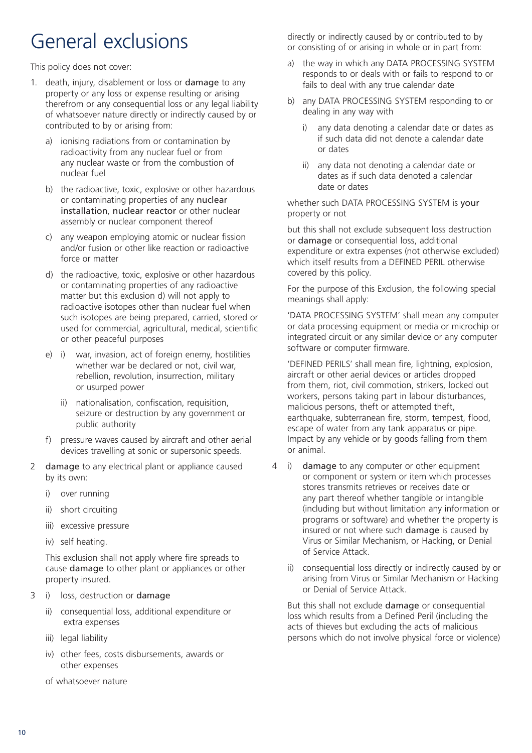# General exclusions

This policy does not cover:

1. death, injury, disablement or loss or **damage** to any property or any loss or expense resulting or arising therefrom or any consequential loss or any legal liability of whatsoever nature directly or indirectly caused by or contributed to by or arising from:

   a) ionising radiations from or contamination by radioactivity from any nuclear fuel or from any nuclear waste or from the combustion of nuclear fuel

   b) the radioactive, toxic, explosive or other hazardous or contaminating properties of any **nuclear installation**, **nuclear reactor** or other nuclear assembly or nuclear component thereof

   c) any weapon employing atomic or nuclear fission and/or fusion or other like reaction or radioactive force or matter

   d) the radioactive, toxic, explosive or other hazardous or contaminating properties of any radioactive matter but this exclusion d) will not apply to radioactive isotopes other than nuclear fuel when such isotopes are being prepared, carried, stored or used for commercial, agricultural, medical, scientific or other peaceful purposes

   e) i) war, invasion, act of foreign enemy, hostilities whether war be declared or not, civil war, rebellion, revolution, insurrection, military or usurped power

      ii) nationalisation, confiscation, requisition, seizure or destruction by any government or public authority

   f) pressure waves caused by aircraft and other aerial devices travelling at sonic or supersonic speeds.

2 **damage** to any electrical plant or appliance caused by its own:

   i) over running

   ii) short circuiting

   iii) excessive pressure

   iv) self heating.

   This exclusion shall not apply where fire spreads to cause **damage** to other plant or appliances or other property insured.

3 i) loss, destruction or **damage**

   ii) consequential loss, additional expenditure or extra expenses

   iii) legal liability

   iv) other fees, costs disbursements, awards or other expenses

   of whatsoever nature

   directly or indirectly caused by or contributed to by or consisting of or arising in whole or in part from:

   a) the way in which any DATA PROCESSING SYSTEM responds to or deals with or fails to respond to or fails to deal with any true calendar date

   b) any DATA PROCESSING SYSTEM responding to or dealing in any way with

      i) any data denoting a calendar date or dates as if such data did not denote a calendar date or dates

      ii) any data not denoting a calendar date or dates as if such data denoted a calendar date or dates

   whether such DATA PROCESSING SYSTEM is **your** property or not

   but this shall not exclude subsequent loss destruction or **damage** or consequential loss, additional expenditure or extra expenses (not otherwise excluded) which itself results from a DEFINED PERIL otherwise covered by this policy.

   For the purpose of this Exclusion, the following special meanings shall apply:

   'DATA PROCESSING SYSTEM' shall mean any computer or data processing equipment or media or microchip or integrated circuit or any similar device or any computer software or computer firmware.

   'DEFINED PERILS' shall mean fire, lightning, explosion, aircraft or other aerial devices or articles dropped from them, riot, civil commotion, strikers, locked out workers, persons taking part in labour disturbances, malicious persons, theft or attempted theft, earthquake, subterranean fire, storm, tempest, flood, escape of water from any tank apparatus or pipe. Impact by any vehicle or by goods falling from them or animal.

4 i) **damage** to any computer or other equipment or component or system or item which processes stores transmits retrieves or receives date or any part thereof whether tangible or intangible (including but without limitation any information or programs or software) and whether the property is insured or not where such **damage** is caused by Virus or Similar Mechanism, or Hacking, or Denial of Service Attack.

   ii) consequential loss directly or indirectly caused by or arising from Virus or Similar Mechanism or Hacking or Denial of Service Attack.

   But this shall not exclude **damage** or consequential loss which results from a Defined Peril (including the acts of thieves but excluding the acts of malicious persons which do not involve physical force or violence)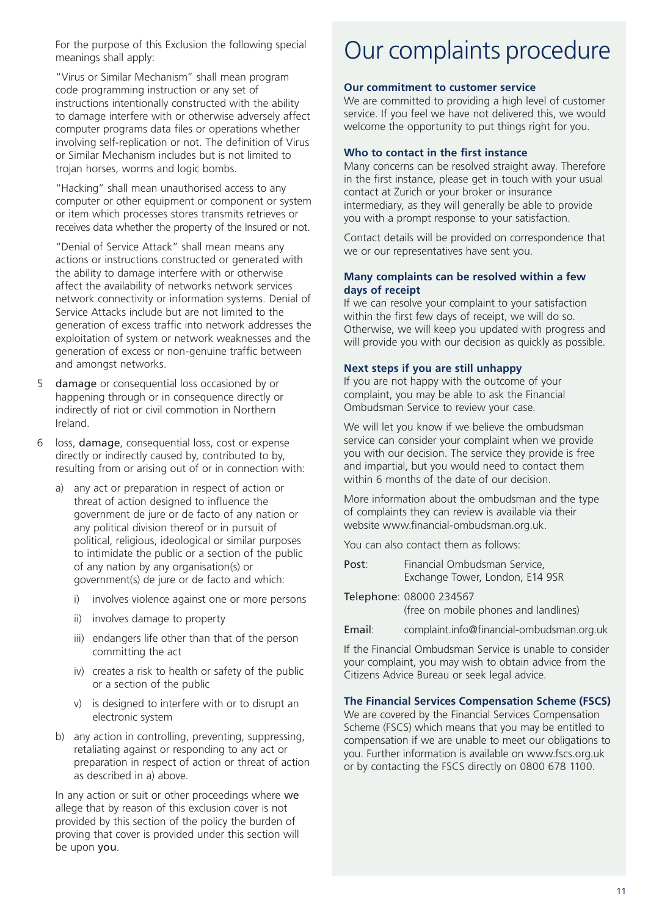For the purpose of this Exclusion the following special meanings shall apply:

"Virus or Similar Mechanism" shall mean program code programming instruction or any set of instructions intentionally constructed with the ability to damage interfere with or otherwise adversely affect computer programs data files or operations whether involving self-replication or not. The definition of Virus or Similar Mechanism includes but is not limited to trojan horses, worms and logic bombs.

"Hacking" shall mean unauthorised access to any computer or other equipment or component or system or item which processes stores transmits retrieves or receives data whether the property of the Insured or not.

"Denial of Service Attack" shall mean means any actions or instructions constructed or generated with the ability to damage interfere with or otherwise affect the availability of networks network services network connectivity or information systems. Denial of Service Attacks include but are not limited to the generation of excess traffic into network addresses the exploitation of system or network weaknesses and the generation of excess or non-genuine traffic between and amongst networks.

5 **damage** or consequential loss occasioned by or happening through or in consequence directly or indirectly of riot or civil commotion in Northern Ireland.

6 loss, **damage**, consequential loss, cost or expense directly or indirectly caused by, contributed to by, resulting from or arising out of or in connection with:

   a) any act or preparation in respect of action or threat of action designed to influence the government de jure or de facto of any nation or any political division thereof or in pursuit of political, religious, ideological or similar purposes to intimidate the public or a section of the public of any nation by any organisation(s) or government(s) de jure or de facto and which:

      i) involves violence against one or more persons

      ii) involves damage to property

      iii) endangers life other than that of the person committing the act

      iv) creates a risk to health or safety of the public or a section of the public

      v) is designed to interfere with or to disrupt an electronic system

   b) any action in controlling, preventing, suppressing, retaliating against or responding to any act or preparation in respect of action or threat of action as described in a) above.

In any action or suit or other proceedings where **we** allege that by reason of this exclusion cover is not provided by this section of the policy the burden of proving that cover is provided under this section will be upon **you**.

# Our complaints procedure

### Our commitment to customer service

We are committed to providing a high level of customer service. If you feel we have not delivered this, we would welcome the opportunity to put things right for you.

### Who to contact in the first instance

Many concerns can be resolved straight away. Therefore in the first instance, please get in touch with your usual contact at Zurich or your broker or insurance intermediary, as they will generally be able to provide you with a prompt response to your satisfaction.

Contact details will be provided on correspondence that we or our representatives have sent you.

### Many complaints can be resolved within a few days of receipt

If we can resolve your complaint to your satisfaction within the first few days of receipt, we will do so. Otherwise, we will keep you updated with progress and will provide you with our decision as quickly as possible.

### Next steps if you are still unhappy

If you are not happy with the outcome of your complaint, you may be able to ask the Financial Ombudsman Service to review your case.

We will let you know if we believe the ombudsman service can consider your complaint when we provide you with our decision. The service they provide is free and impartial, but you would need to contact them within 6 months of the date of our decision.

More information about the ombudsman and the type of complaints they can review is available via their website www.financial-ombudsman.org.uk.

You can also contact them as follows:

Post: Financial Ombudsman Service, Exchange Tower, London, E14 9SR

Telephone: 08000 234567 (free on mobile phones and landlines)

Email: complaint.info@financial-ombudsman.org.uk

If the Financial Ombudsman Service is unable to consider your complaint, you may wish to obtain advice from the Citizens Advice Bureau or seek legal advice.

### The Financial Services Compensation Scheme (FSCS)

We are covered by the Financial Services Compensation Scheme (FSCS) which means that you may be entitled to compensation if we are unable to meet our obligations to you. Further information is available on www.fscs.org.uk or by contacting the FSCS directly on 0800 678 1100.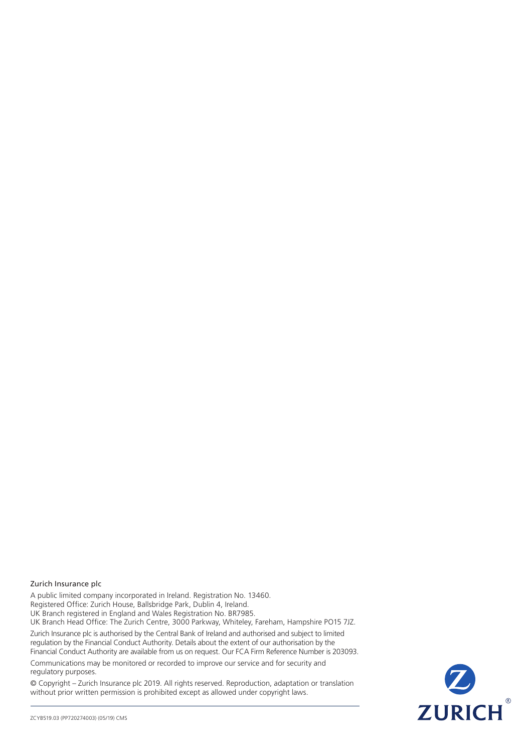Zurich Insurance plc

A public limited company incorporated in Ireland. Registration No. 13460.
Registered Office: Zurich House, Ballsbridge Park, Dublin 4, Ireland.
UK Branch registered in England and Wales Registration No. BR7985.
UK Branch Head Office: The Zurich Centre, 3000 Parkway, Whiteley, Fareham, Hampshire PO15 7JZ.

Zurich Insurance plc is authorised by the Central Bank of Ireland and authorised and subject to limited regulation by the Financial Conduct Authority. Details about the extent of our authorisation by the Financial Conduct Authority are available from us on request. Our FCA Firm Reference Number is 203093.

Communications may be monitored or recorded to improve our service and for security and regulatory purposes.

© Copyright – Zurich Insurance plc 2019. All rights reserved. Reproduction, adaptation or translation without prior written permission is prohibited except as allowed under copyright laws.

ZCYB519.03 (PP720274003) (05/19) CMS

ZURICH®